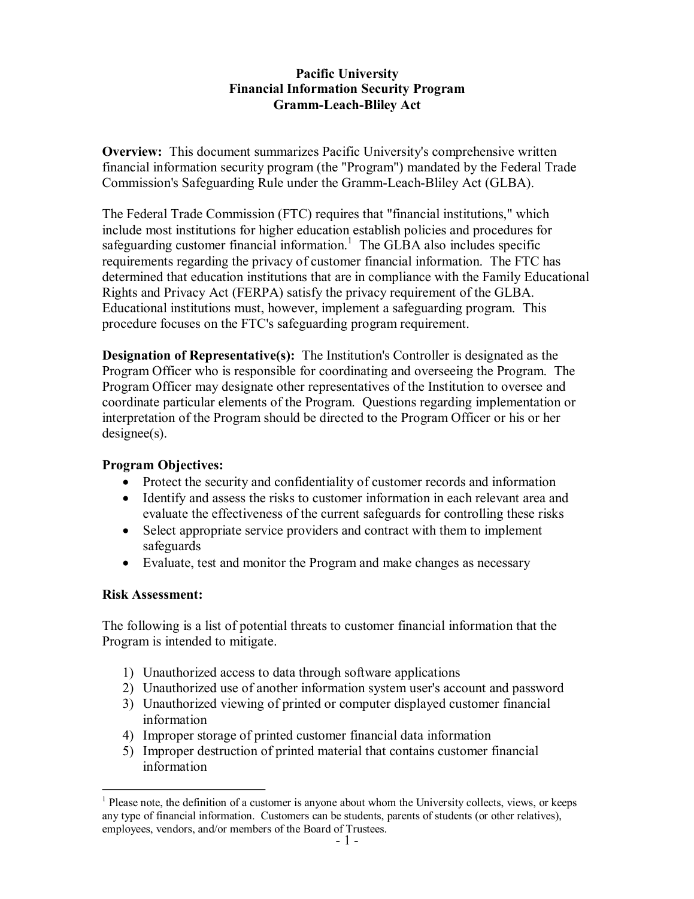# Pacific University
## Financial Information Security Program
## Gramm-Leach-Bliley Act

**Overview:** This document summarizes Pacific University's comprehensive written financial information security program (the "Program") mandated by the Federal Trade Commission's Safeguarding Rule under the Gramm-Leach-Bliley Act (GLBA).

The Federal Trade Commission (FTC) requires that "financial institutions," which include most institutions for higher education establish policies and procedures for safeguarding customer financial information.[1] The GLBA also includes specific requirements regarding the privacy of customer financial information. The FTC has determined that education institutions that are in compliance with the Family Educational Rights and Privacy Act (FERPA) satisfy the privacy requirement of the GLBA. Educational institutions must, however, implement a safeguarding program. This procedure focuses on the FTC's safeguarding program requirement.

**Designation of Representative(s):** The Institution's Controller is designated as the Program Officer who is responsible for coordinating and overseeing the Program. The Program Officer may designate other representatives of the Institution to oversee and coordinate particular elements of the Program. Questions regarding implementation or interpretation of the Program should be directed to the Program Officer or his or her designee(s).

**Program Objectives:**

- Protect the security and confidentiality of customer records and information
- Identify and assess the risks to customer information in each relevant area and evaluate the effectiveness of the current safeguards for controlling these risks
- Select appropriate service providers and contract with them to implement safeguards
- Evaluate, test and monitor the Program and make changes as necessary

**Risk Assessment:**

The following is a list of potential threats to customer financial information that the Program is intended to mitigate.

1) Unauthorized access to data through software applications
2) Unauthorized use of another information system user's account and password
3) Unauthorized viewing of printed or computer displayed customer financial information
4) Improper storage of printed customer financial data information
5) Improper destruction of printed material that contains customer financial information

[1] Please note, the definition of a customer is anyone about whom the University collects, views, or keeps any type of financial information. Customers can be students, parents of students (or other relatives), employees, vendors, and/or members of the Board of Trustees.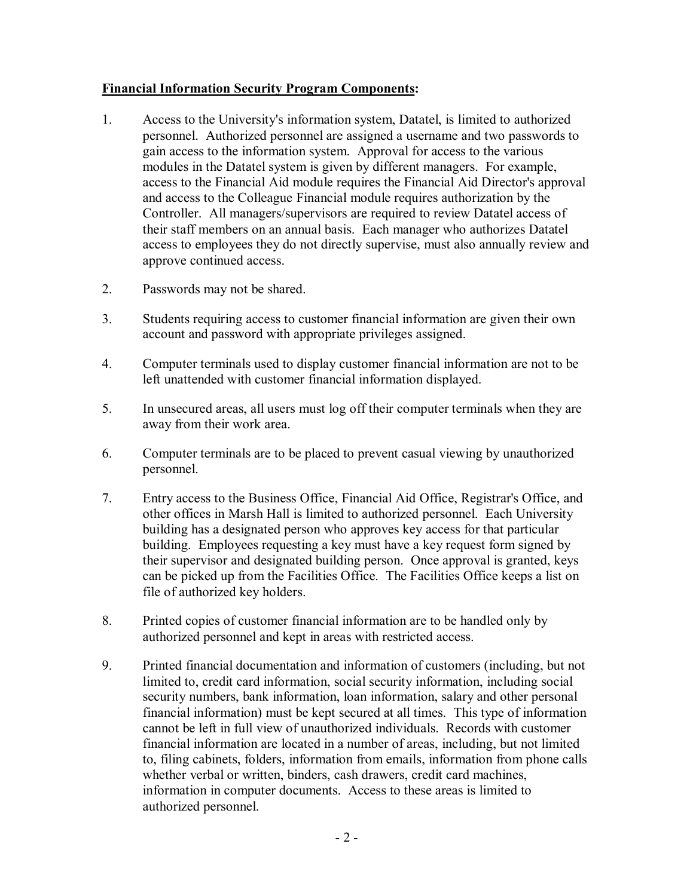**Financial Information Security Program Components:**

1. Access to the University's information system, Datatel, is limited to authorized personnel. Authorized personnel are assigned a username and two passwords to gain access to the information system. Approval for access to the various modules in the Datatel system is given by different managers. For example, access to the Financial Aid module requires the Financial Aid Director's approval and access to the Colleague Financial module requires authorization by the Controller. All managers/supervisors are required to review Datatel access of their staff members on an annual basis. Each manager who authorizes Datatel access to employees they do not directly supervise, must also annually review and approve continued access.

2. Passwords may not be shared.

3. Students requiring access to customer financial information are given their own account and password with appropriate privileges assigned.

4. Computer terminals used to display customer financial information are not to be left unattended with customer financial information displayed.

5. In unsecured areas, all users must log off their computer terminals when they are away from their work area.

6. Computer terminals are to be placed to prevent casual viewing by unauthorized personnel.

7. Entry access to the Business Office, Financial Aid Office, Registrar's Office, and other offices in Marsh Hall is limited to authorized personnel. Each University building has a designated person who approves key access for that particular building. Employees requesting a key must have a key request form signed by their supervisor and designated building person. Once approval is granted, keys can be picked up from the Facilities Office. The Facilities Office keeps a list on file of authorized key holders.

8. Printed copies of customer financial information are to be handled only by authorized personnel and kept in areas with restricted access.

9. Printed financial documentation and information of customers (including, but not limited to, credit card information, social security information, including social security numbers, bank information, loan information, salary and other personal financial information) must be kept secured at all times. This type of information cannot be left in full view of unauthorized individuals. Records with customer financial information are located in a number of areas, including, but not limited to, filing cabinets, folders, information from emails, information from phone calls whether verbal or written, binders, cash drawers, credit card machines, information in computer documents. Access to these areas is limited to authorized personnel.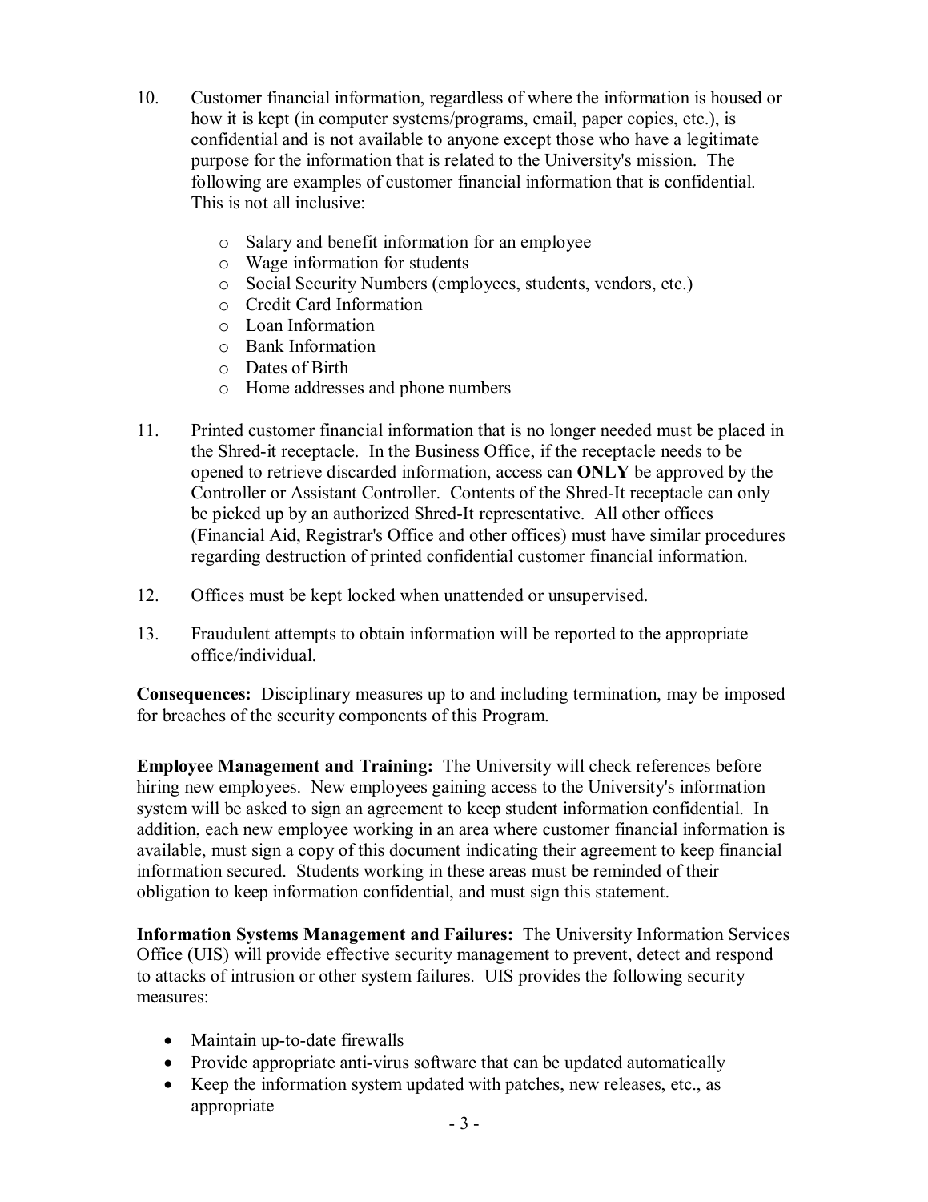10. Customer financial information, regardless of where the information is housed or how it is kept (in computer systems/programs, email, paper copies, etc.), is confidential and is not available to anyone except those who have a legitimate purpose for the information that is related to the University's mission. The following are examples of customer financial information that is confidential. This is not all inclusive:

    - Salary and benefit information for an employee
    - Wage information for students
    - Social Security Numbers (employees, students, vendors, etc.)
    - Credit Card Information
    - Loan Information
    - Bank Information
    - Dates of Birth
    - Home addresses and phone numbers

11. Printed customer financial information that is no longer needed must be placed in the Shred-it receptacle. In the Business Office, if the receptacle needs to be opened to retrieve discarded information, access can **ONLY** be approved by the Controller or Assistant Controller. Contents of the Shred-It receptacle can only be picked up by an authorized Shred-It representative. All other offices (Financial Aid, Registrar's Office and other offices) must have similar procedures regarding destruction of printed confidential customer financial information.

12. Offices must be kept locked when unattended or unsupervised.

13. Fraudulent attempts to obtain information will be reported to the appropriate office/individual.

**Consequences:** Disciplinary measures up to and including termination, may be imposed for breaches of the security components of this Program.

**Employee Management and Training:** The University will check references before hiring new employees. New employees gaining access to the University's information system will be asked to sign an agreement to keep student information confidential. In addition, each new employee working in an area where customer financial information is available, must sign a copy of this document indicating their agreement to keep financial information secured. Students working in these areas must be reminded of their obligation to keep information confidential, and must sign this statement.

**Information Systems Management and Failures:** The University Information Services Office (UIS) will provide effective security management to prevent, detect and respond to attacks of intrusion or other system failures. UIS provides the following security measures:

- Maintain up-to-date firewalls
- Provide appropriate anti-virus software that can be updated automatically
- Keep the information system updated with patches, new releases, etc., as appropriate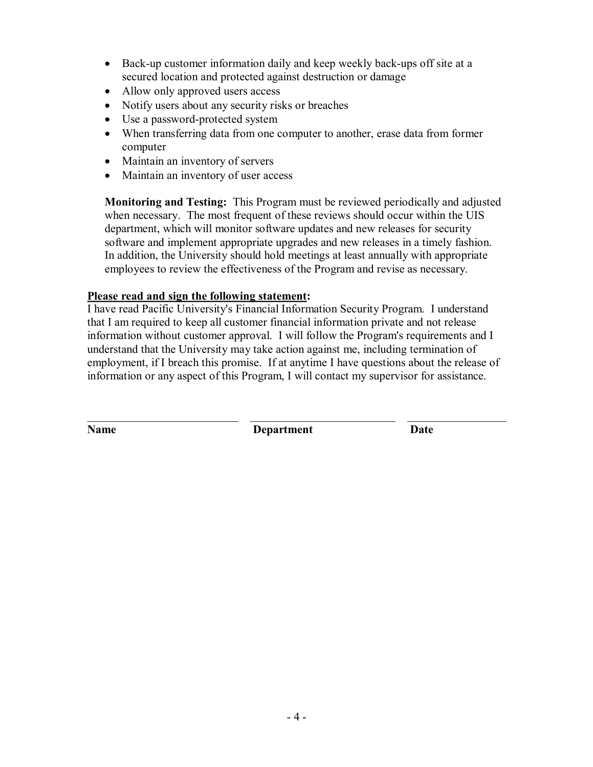- Back-up customer information daily and keep weekly back-ups off site at a secured location and protected against destruction or damage
- Allow only approved users access
- Notify users about any security risks or breaches
- Use a password-protected system
- When transferring data from one computer to another, erase data from former computer
- Maintain an inventory of servers
- Maintain an inventory of user access

**Monitoring and Testing:** This Program must be reviewed periodically and adjusted when necessary. The most frequent of these reviews should occur within the UIS department, which will monitor software updates and new releases for security software and implement appropriate upgrades and new releases in a timely fashion. In addition, the University should hold meetings at least annually with appropriate employees to review the effectiveness of the Program and revise as necessary.

**Please read and sign the following statement:**

I have read Pacific University's Financial Information Security Program. I understand that I am required to keep all customer financial information private and not release information without customer approval. I will follow the Program's requirements and I understand that the University may take action against me, including termination of employment, if I breach this promise. If at anytime I have questions about the release of information or any aspect of this Program, I will contact my supervisor for assistance.

| | | |
|---|---|---|
| ______________________ | ______________________ | ______________ |
| **Name** | **Department** | **Date** |